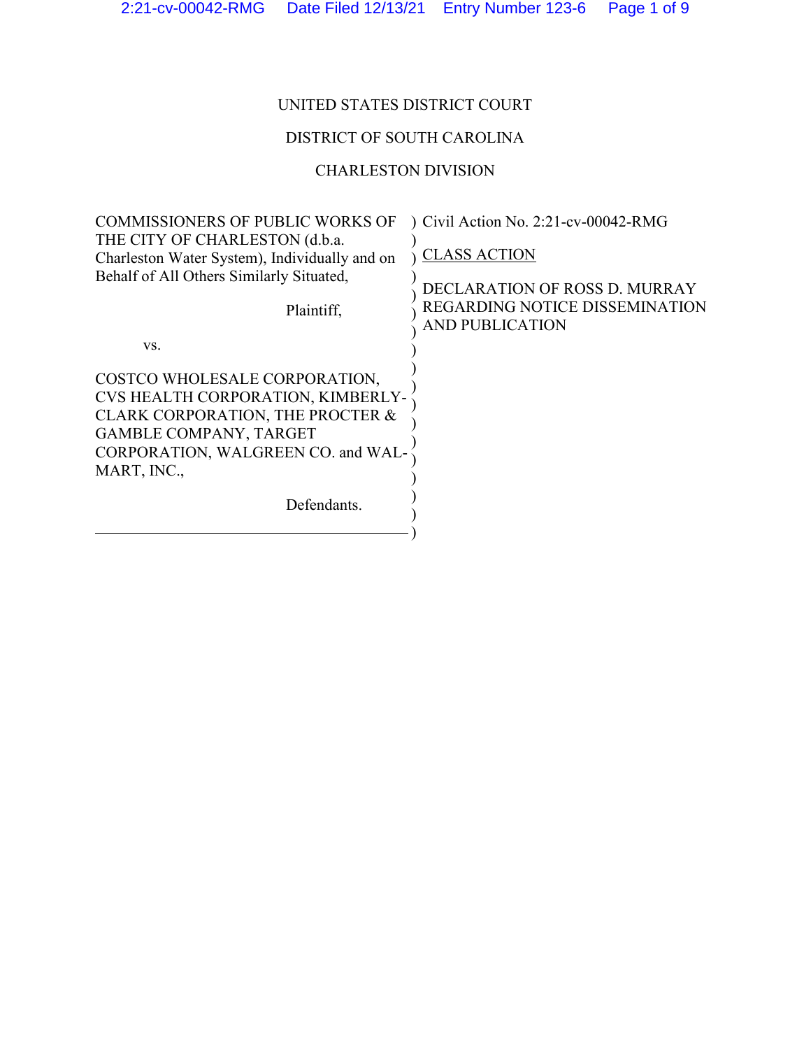UNITED STATES DISTRICT COURT

DISTRICT OF SOUTH CAROLINA

CHARLESTON DIVISION

COMMISSIONERS OF PUBLIC WORKS OF THE CITY OF CHARLESTON (d.b.a. Charleston Water System), Individually and on Behalf of All Others Similarly Situated,

Plaintiff,

vs.

COSTCO WHOLESALE CORPORATION, CVS HEALTH CORPORATION, KIMBERLY-CLARK CORPORATION, THE PROCTER & GAMBLE COMPANY, TARGET CORPORATION, WALGREEN CO. and WAL-MART, INC.,

Defendants.

Civil Action No. 2:21-cv-00042-RMG

CLASS ACTION

DECLARATION OF ROSS D. MURRAY REGARDING NOTICE DISSEMINATION AND PUBLICATION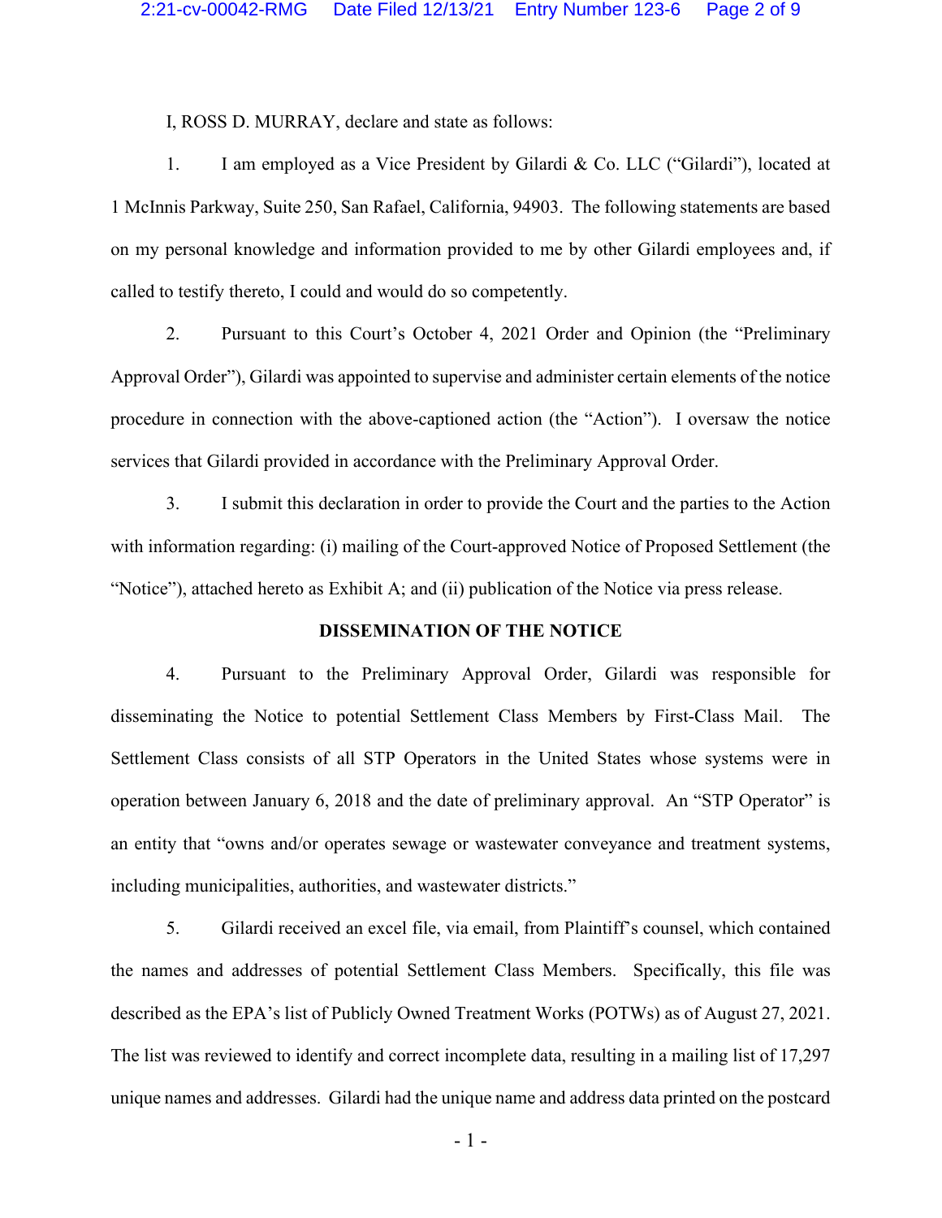I, ROSS D. MURRAY, declare and state as follows:

1. I am employed as a Vice President by Gilardi & Co. LLC ("Gilardi"), located at 1 McInnis Parkway, Suite 250, San Rafael, California, 94903. The following statements are based on my personal knowledge and information provided to me by other Gilardi employees and, if called to testify thereto, I could and would do so competently.

2. Pursuant to this Court's October 4, 2021 Order and Opinion (the "Preliminary Approval Order"), Gilardi was appointed to supervise and administer certain elements of the notice procedure in connection with the above-captioned action (the "Action"). I oversaw the notice services that Gilardi provided in accordance with the Preliminary Approval Order.

3. I submit this declaration in order to provide the Court and the parties to the Action with information regarding: (i) mailing of the Court-approved Notice of Proposed Settlement (the "Notice"), attached hereto as Exhibit A; and (ii) publication of the Notice via press release.

## DISSEMINATION OF THE NOTICE

4. Pursuant to the Preliminary Approval Order, Gilardi was responsible for disseminating the Notice to potential Settlement Class Members by First-Class Mail. The Settlement Class consists of all STP Operators in the United States whose systems were in operation between January 6, 2018 and the date of preliminary approval. An "STP Operator" is an entity that "owns and/or operates sewage or wastewater conveyance and treatment systems, including municipalities, authorities, and wastewater districts."

5. Gilardi received an excel file, via email, from Plaintiff's counsel, which contained the names and addresses of potential Settlement Class Members. Specifically, this file was described as the EPA's list of Publicly Owned Treatment Works (POTWs) as of August 27, 2021. The list was reviewed to identify and correct incomplete data, resulting in a mailing list of 17,297 unique names and addresses. Gilardi had the unique name and address data printed on the postcard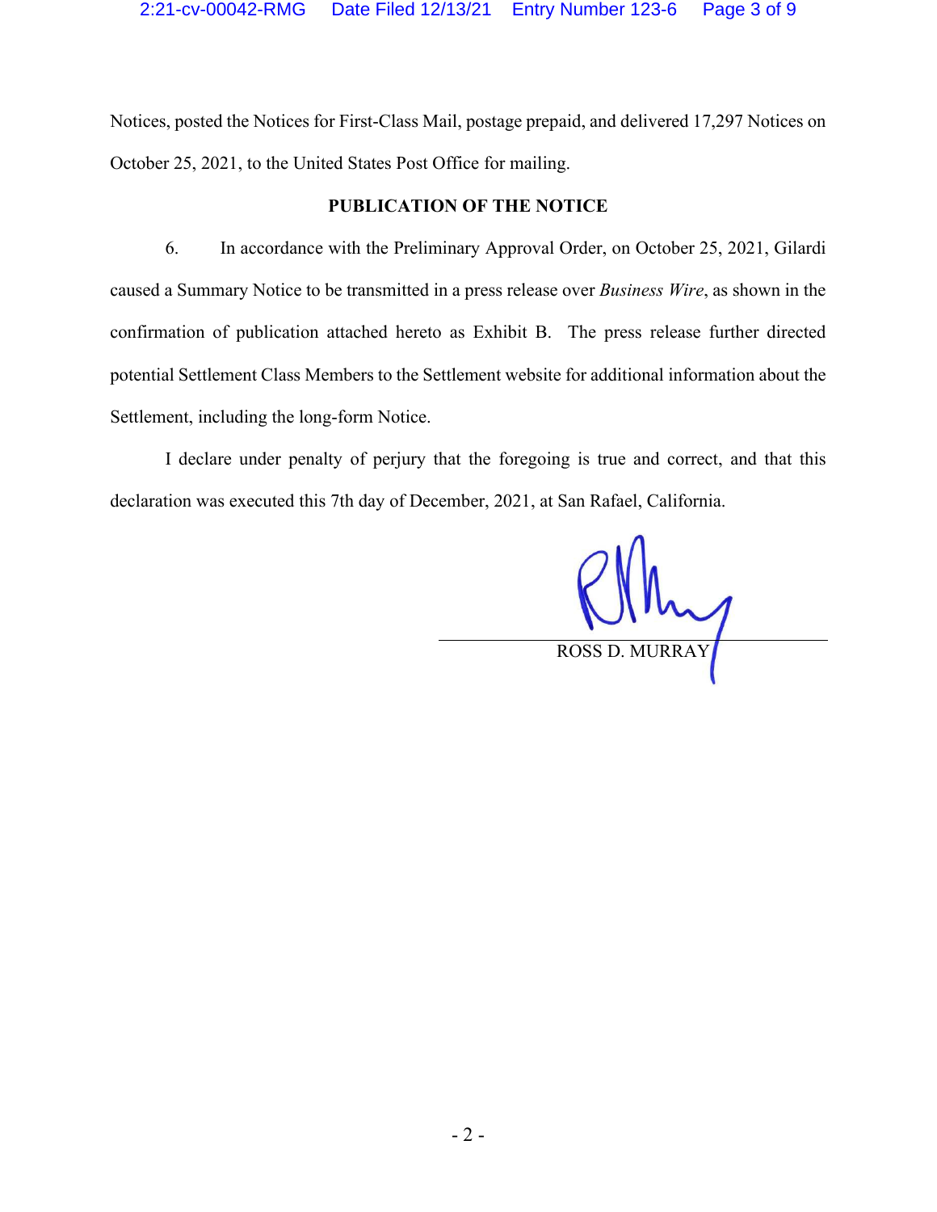Notices, posted the Notices for First-Class Mail, postage prepaid, and delivered 17,297 Notices on October 25, 2021, to the United States Post Office for mailing.

## PUBLICATION OF THE NOTICE

6. In accordance with the Preliminary Approval Order, on October 25, 2021, Gilardi caused a Summary Notice to be transmitted in a press release over *Business Wire*, as shown in the confirmation of publication attached hereto as Exhibit B. The press release further directed potential Settlement Class Members to the Settlement website for additional information about the Settlement, including the long-form Notice.

I declare under penalty of perjury that the foregoing is true and correct, and that this declaration was executed this 7th day of December, 2021, at San Rafael, California.

ROSS D. MURRAY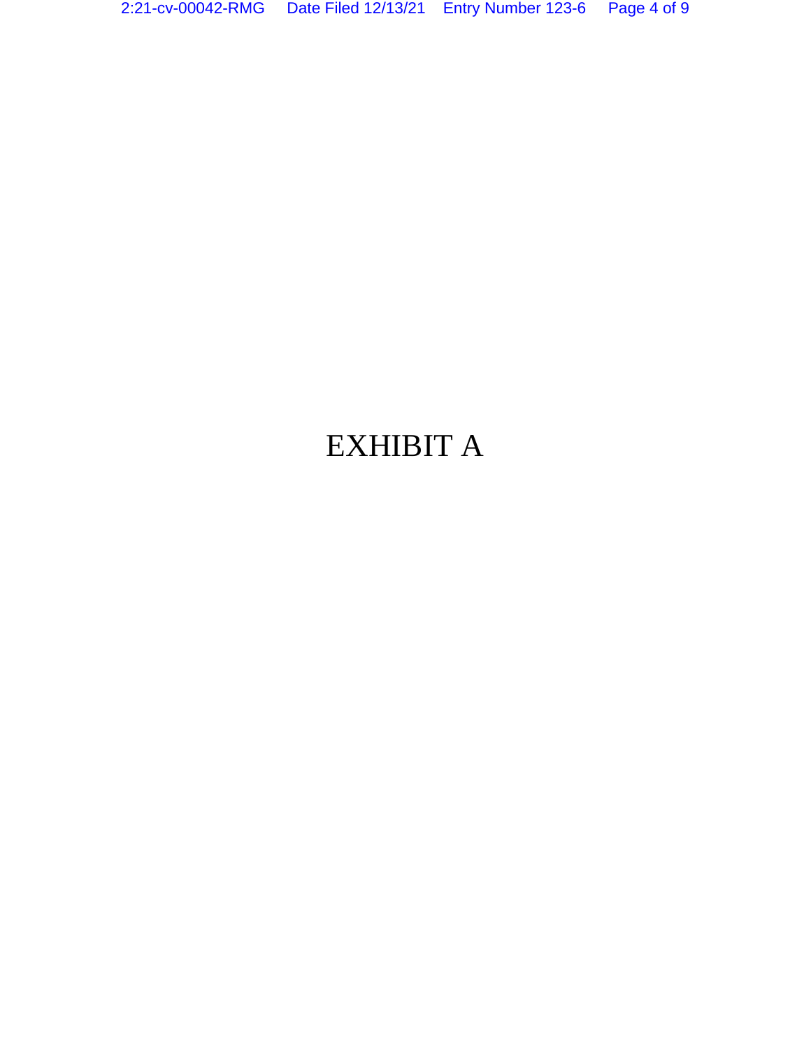# EXHIBIT A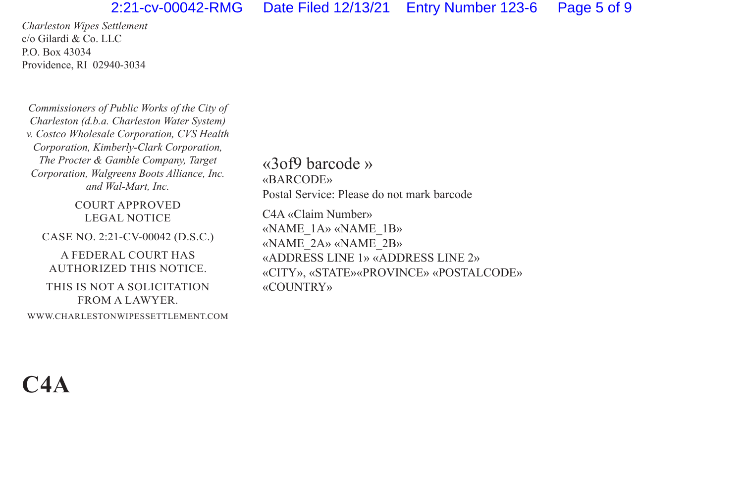*Charleston Wipes Settlement*
c/o Gilardi & Co. LLC
P.O. Box 43034
Providence, RI 02940-3034

*Commissioners of Public Works of the City of Charleston (d.b.a. Charleston Water System) v. Costco Wholesale Corporation, CVS Health Corporation, Kimberly-Clark Corporation, The Procter & Gamble Company, Target Corporation, Walgreens Boots Alliance, Inc. and Wal-Mart, Inc.*

COURT APPROVED
LEGAL NOTICE

CASE NO. 2:21-CV-00042 (D.S.C.)

A FEDERAL COURT HAS AUTHORIZED THIS NOTICE.

THIS IS NOT A SOLICITATION FROM A LAWYER.

WWW.CHARLESTONWIPESSETTLEMENT.COM

«3of9 barcode »
«BARCODE»
Postal Service: Please do not mark barcode

C4A «Claim Number»
«NAME_1A» «NAME_1B»
«NAME_2A» «NAME_2B»
«ADDRESS LINE 1» «ADDRESS LINE 2»
«CITY», «STATE»«PROVINCE» «POSTALCODE»
«COUNTRY»

**C4A**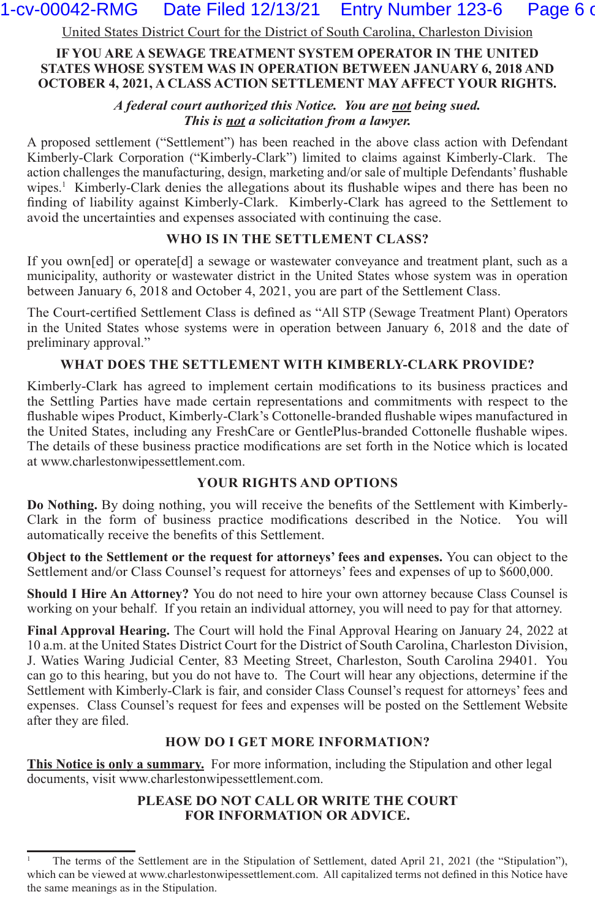United States District Court for the District of South Carolina, Charleston Division

# IF YOU ARE A SEWAGE TREATMENT SYSTEM OPERATOR IN THE UNITED STATES WHOSE SYSTEM WAS IN OPERATION BETWEEN JANUARY 6, 2018 AND OCTOBER 4, 2021, A CLASS ACTION SETTLEMENT MAY AFFECT YOUR RIGHTS.

***A federal court authorized this Notice. You are not being sued.***
***This is not a solicitation from a lawyer.***

A proposed settlement ("Settlement") has been reached in the above class action with Defendant Kimberly-Clark Corporation ("Kimberly-Clark") limited to claims against Kimberly-Clark. The action challenges the manufacturing, design, marketing and/or sale of multiple Defendants' flushable wipes.[1] Kimberly-Clark denies the allegations about its flushable wipes and there has been no finding of liability against Kimberly-Clark. Kimberly-Clark has agreed to the Settlement to avoid the uncertainties and expenses associated with continuing the case.

## WHO IS IN THE SETTLEMENT CLASS?

If you own[ed] or operate[d] a sewage or wastewater conveyance and treatment plant, such as a municipality, authority or wastewater district in the United States whose system was in operation between January 6, 2018 and October 4, 2021, you are part of the Settlement Class.

The Court-certified Settlement Class is defined as "All STP (Sewage Treatment Plant) Operators in the United States whose systems were in operation between January 6, 2018 and the date of preliminary approval."

## WHAT DOES THE SETTLEMENT WITH KIMBERLY-CLARK PROVIDE?

Kimberly-Clark has agreed to implement certain modifications to its business practices and the Settling Parties have made certain representations and commitments with respect to the flushable wipes Product, Kimberly-Clark's Cottonelle-branded flushable wipes manufactured in the United States, including any FreshCare or GentlePlus-branded Cottonelle flushable wipes. The details of these business practice modifications are set forth in the Notice which is located at www.charlestonwipessettlement.com.

## YOUR RIGHTS AND OPTIONS

**Do Nothing.** By doing nothing, you will receive the benefits of the Settlement with Kimberly-Clark in the form of business practice modifications described in the Notice. You will automatically receive the benefits of this Settlement.

**Object to the Settlement or the request for attorneys' fees and expenses.** You can object to the Settlement and/or Class Counsel's request for attorneys' fees and expenses of up to $600,000.

**Should I Hire An Attorney?** You do not need to hire your own attorney because Class Counsel is working on your behalf. If you retain an individual attorney, you will need to pay for that attorney.

**Final Approval Hearing.** The Court will hold the Final Approval Hearing on January 24, 2022 at 10 a.m. at the United States District Court for the District of South Carolina, Charleston Division, J. Waties Waring Judicial Center, 83 Meeting Street, Charleston, South Carolina 29401. You can go to this hearing, but you do not have to. The Court will hear any objections, determine if the Settlement with Kimberly-Clark is fair, and consider Class Counsel's request for attorneys' fees and expenses. Class Counsel's request for fees and expenses will be posted on the Settlement Website after they are filed.

## HOW DO I GET MORE INFORMATION?

**This Notice is only a summary.** For more information, including the Stipulation and other legal documents, visit www.charlestonwipessettlement.com.

**PLEASE DO NOT CALL OR WRITE THE COURT FOR INFORMATION OR ADVICE.**

---

[1] The terms of the Settlement are in the Stipulation of Settlement, dated April 21, 2021 (the "Stipulation"), which can be viewed at www.charlestonwipessettlement.com. All capitalized terms not defined in this Notice have the same meanings as in the Stipulation.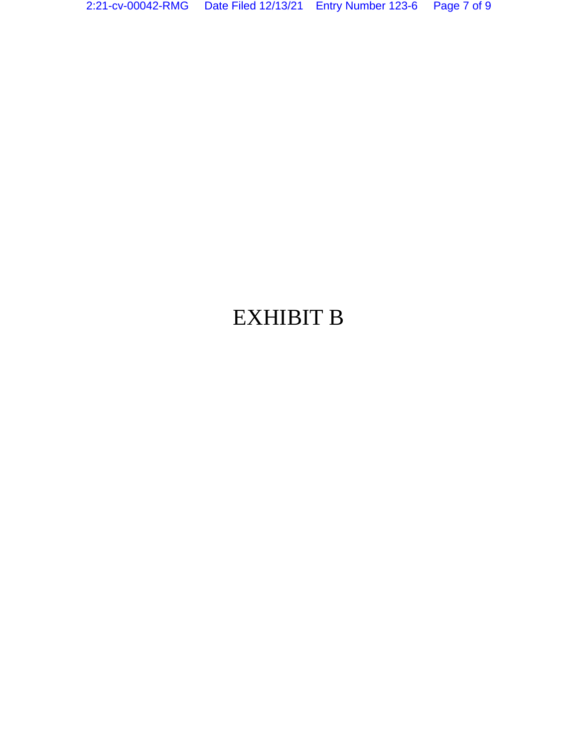# EXHIBIT B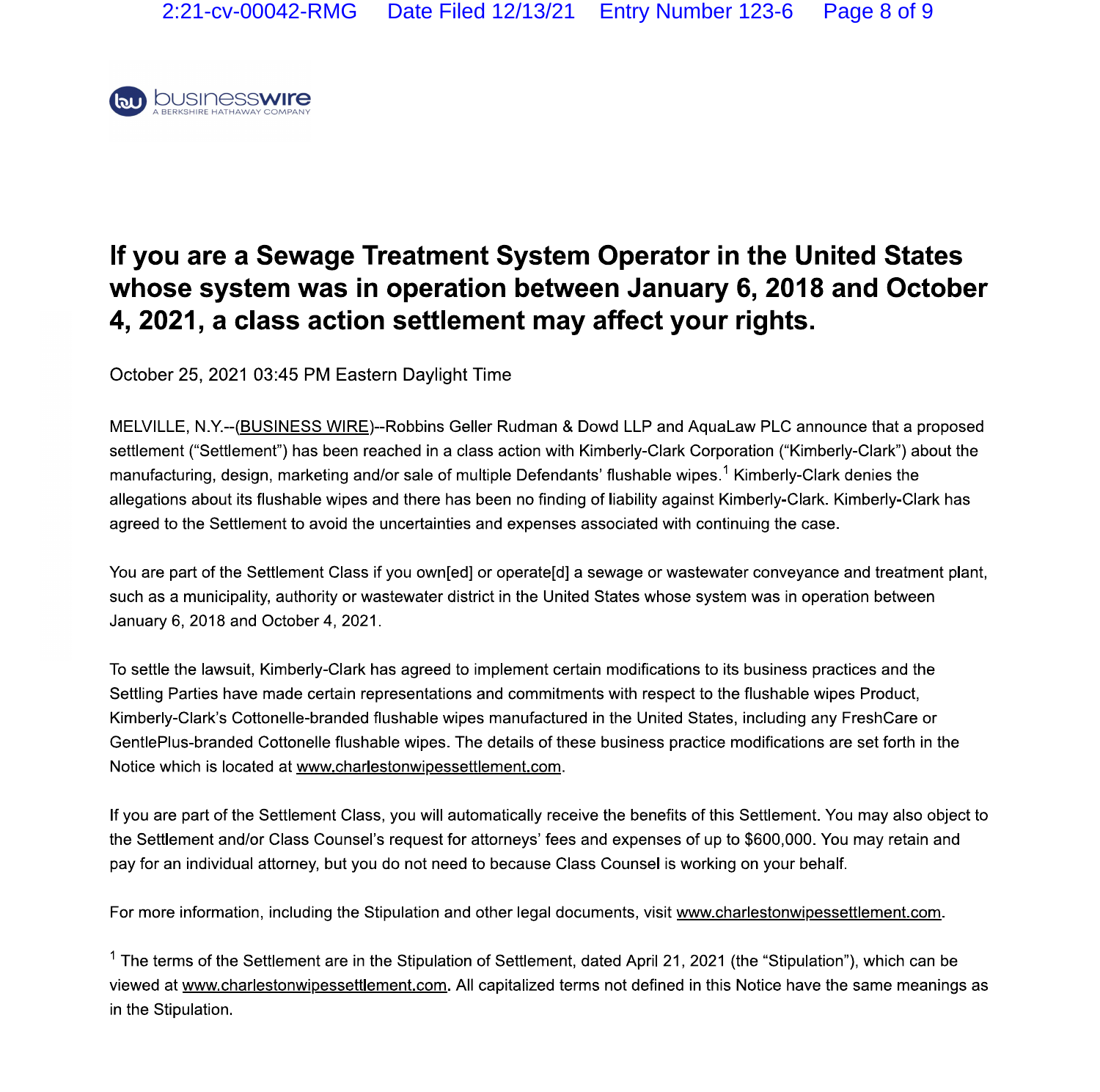businesswire
A BERKSHIRE HATHAWAY COMPANY

# If you are a Sewage Treatment System Operator in the United States whose system was in operation between January 6, 2018 and October 4, 2021, a class action settlement may affect your rights.

October 25, 2021 03:45 PM Eastern Daylight Time

MELVILLE, N.Y.--(BUSINESS WIRE)--Robbins Geller Rudman & Dowd LLP and AquaLaw PLC announce that a proposed settlement ("Settlement") has been reached in a class action with Kimberly-Clark Corporation ("Kimberly-Clark") about the manufacturing, design, marketing and/or sale of multiple Defendants' flushable wipes.[1] Kimberly-Clark denies the allegations about its flushable wipes and there has been no finding of liability against Kimberly-Clark. Kimberly-Clark has agreed to the Settlement to avoid the uncertainties and expenses associated with continuing the case.

You are part of the Settlement Class if you own[ed] or operate[d] a sewage or wastewater conveyance and treatment plant, such as a municipality, authority or wastewater district in the United States whose system was in operation between January 6, 2018 and October 4, 2021.

To settle the lawsuit, Kimberly-Clark has agreed to implement certain modifications to its business practices and the Settling Parties have made certain representations and commitments with respect to the flushable wipes Product, Kimberly-Clark's Cottonelle-branded flushable wipes manufactured in the United States, including any FreshCare or GentlePlus-branded Cottonelle flushable wipes. The details of these business practice modifications are set forth in the Notice which is located at www.charlestonwipessettlement.com.

If you are part of the Settlement Class, you will automatically receive the benefits of this Settlement. You may also object to the Settlement and/or Class Counsel's request for attorneys' fees and expenses of up to $600,000. You may retain and pay for an individual attorney, but you do not need to because Class Counsel is working on your behalf.

For more information, including the Stipulation and other legal documents, visit www.charlestonwipessettlement.com.

[1] The terms of the Settlement are in the Stipulation of Settlement, dated April 21, 2021 (the "Stipulation"), which can be viewed at www.charlestonwipessettlement.com. All capitalized terms not defined in this Notice have the same meanings as in the Stipulation.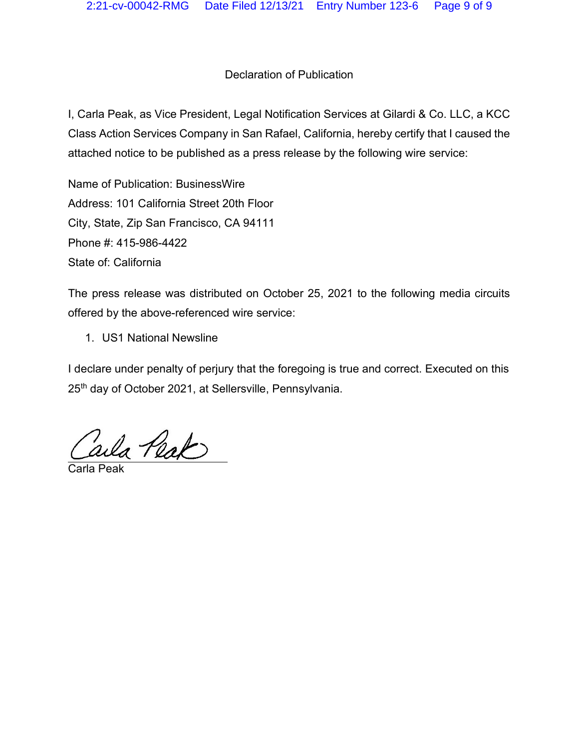# Declaration of Publication

I, Carla Peak, as Vice President, Legal Notification Services at Gilardi & Co. LLC, a KCC Class Action Services Company in San Rafael, California, hereby certify that I caused the attached notice to be published as a press release by the following wire service:

Name of Publication: BusinessWire
Address: 101 California Street 20th Floor
City, State, Zip San Francisco, CA 94111
Phone #: 415-986-4422
State of: California

The press release was distributed on October 25, 2021 to the following media circuits offered by the above-referenced wire service:

1. US1 National Newsline

I declare under penalty of perjury that the foregoing is true and correct. Executed on this 25th day of October 2021, at Sellersville, Pennsylvania.

Carla Peak